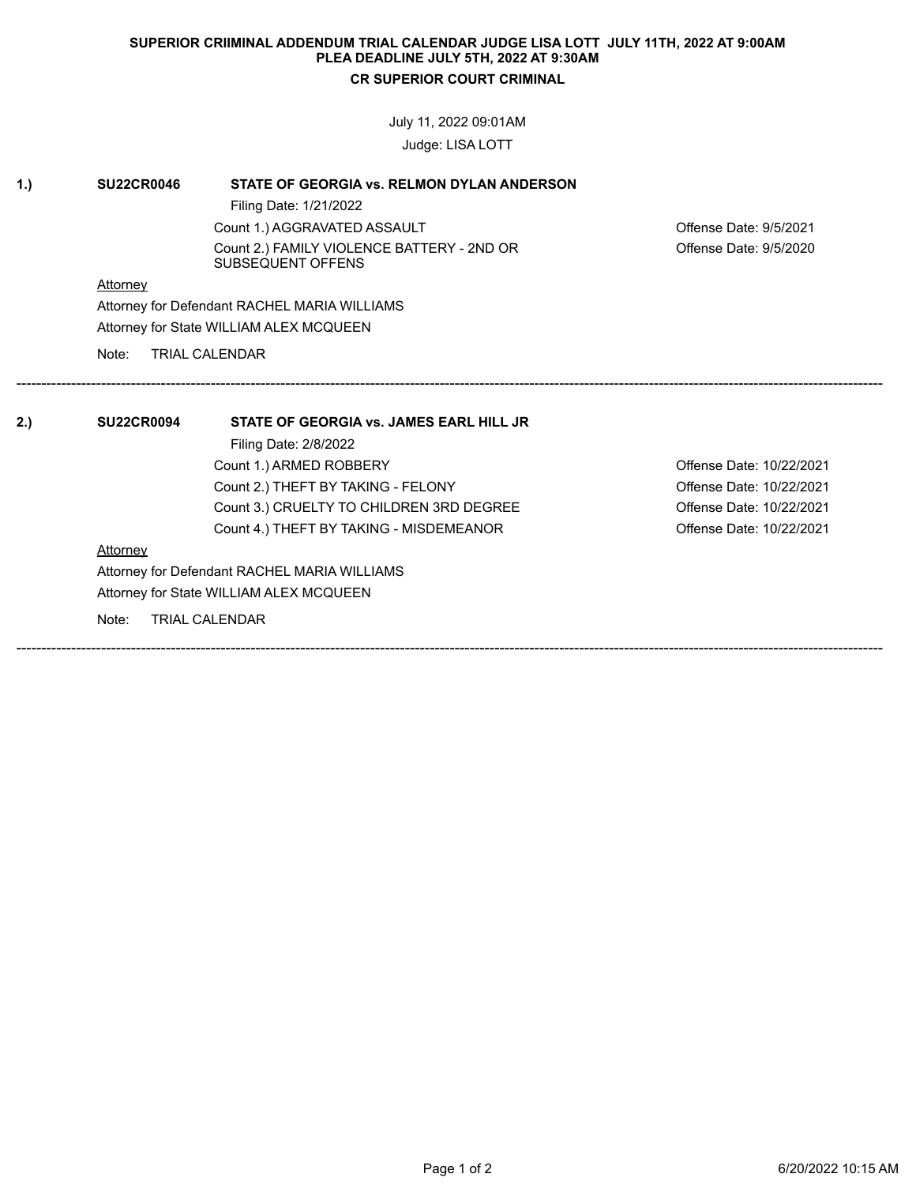**SUPERIOR CRIIMINAL ADDENDUM TRIAL CALENDAR JUDGE LISA LOTT JULY 11TH, 2022 AT 9:00AM**
**PLEA DEADLINE JULY 5TH, 2022 AT 9:30AM**
**CR SUPERIOR COURT CRIMINAL**

July 11, 2022 09:01AM
Judge: LISA LOTT

**1.) SU22CR0046 — STATE OF GEORGIA vs. RELMON DYLAN ANDERSON**

Filing Date: 1/21/2022

| Count | Offense Date |
|---|---|
| Count 1.) AGGRAVATED ASSAULT | Offense Date: 9/5/2021 |
| Count 2.) FAMILY VIOLENCE BATTERY - 2ND OR SUBSEQUENT OFFENS | Offense Date: 9/5/2020 |

Attorney
Attorney for Defendant RACHEL MARIA WILLIAMS
Attorney for State WILLIAM ALEX MCQUEEN

Note: TRIAL CALENDAR

---

**2.) SU22CR0094 — STATE OF GEORGIA vs. JAMES EARL HILL JR**

Filing Date: 2/8/2022

| Count | Offense Date |
|---|---|
| Count 1.) ARMED ROBBERY | Offense Date: 10/22/2021 |
| Count 2.) THEFT BY TAKING - FELONY | Offense Date: 10/22/2021 |
| Count 3.) CRUELTY TO CHILDREN 3RD DEGREE | Offense Date: 10/22/2021 |
| Count 4.) THEFT BY TAKING - MISDEMEANOR | Offense Date: 10/22/2021 |

Attorney
Attorney for Defendant RACHEL MARIA WILLIAMS
Attorney for State WILLIAM ALEX MCQUEEN

Note: TRIAL CALENDAR

---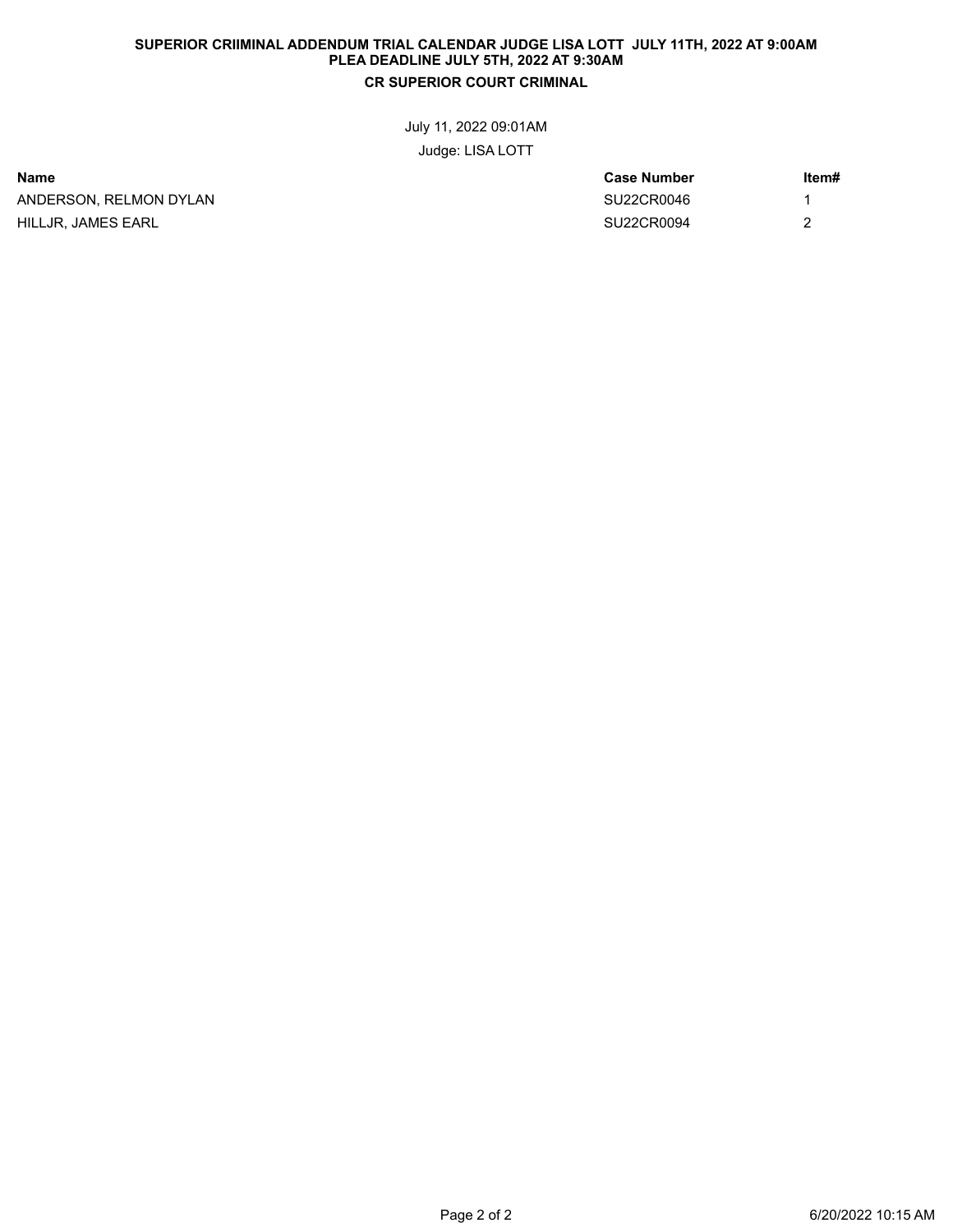**SUPERIOR CRIIMINAL ADDENDUM TRIAL CALENDAR JUDGE LISA LOTT JULY 11TH, 2022 AT 9:00AM**
**PLEA DEADLINE JULY 5TH, 2022 AT 9:30AM**

**CR SUPERIOR COURT CRIMINAL**

July 11, 2022 09:01AM

Judge: LISA LOTT

| Name | Case Number | Item# |
|---|---|---|
| ANDERSON, RELMON DYLAN | SU22CR0046 | 1 |
| HILLJR, JAMES EARL | SU22CR0094 | 2 |

6/20/2022 10:15 AM